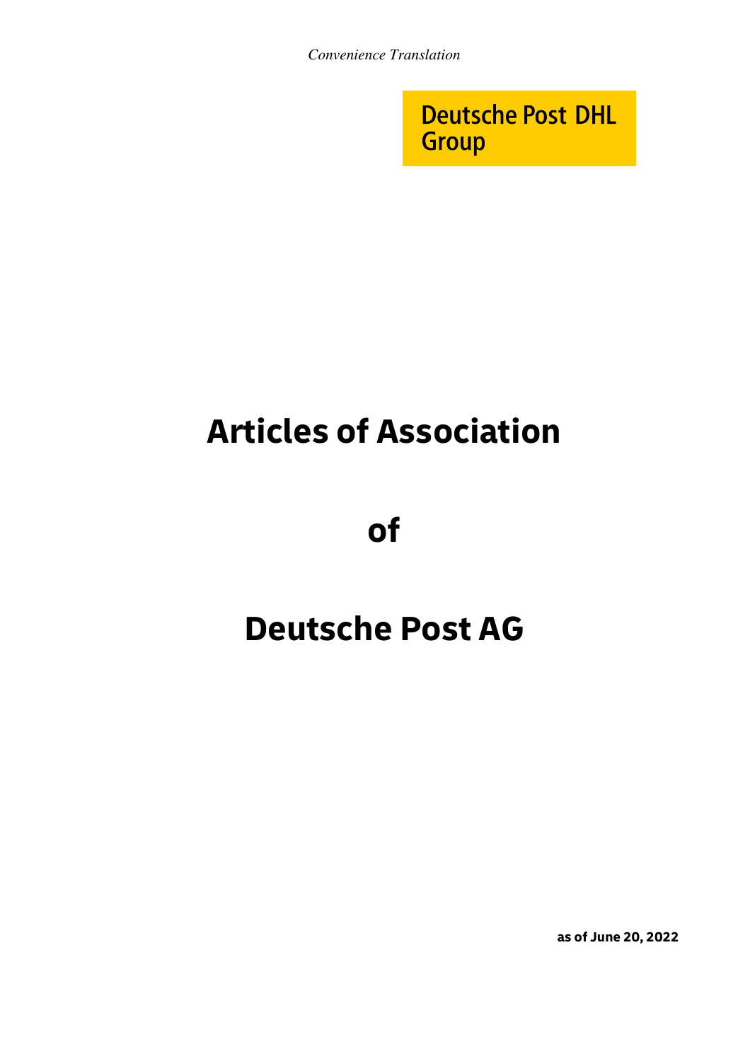*Convenience Translation*

Deutsche Post DHL Group

# Articles of Association

# of

# Deutsche Post AG

**as of June 20, 2022**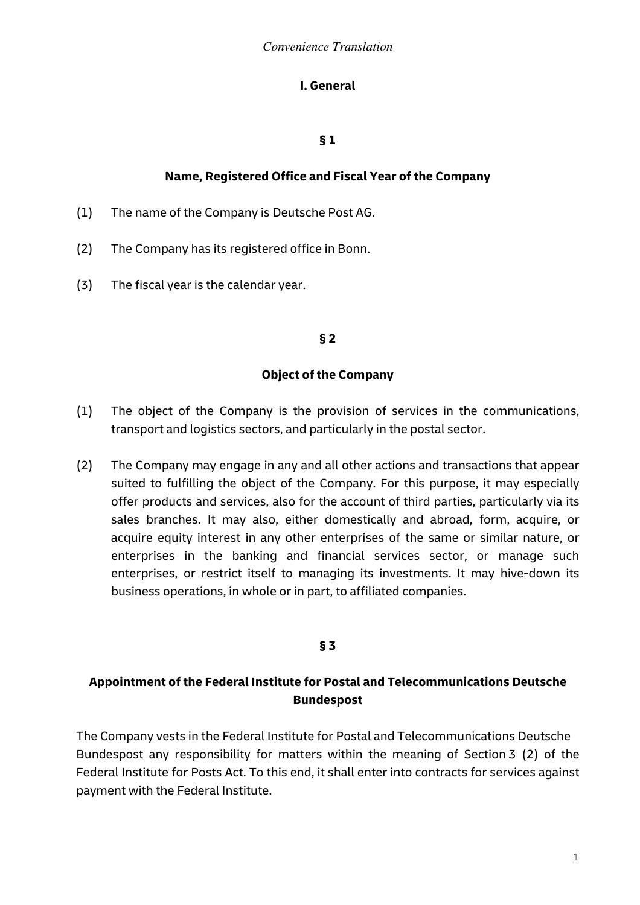*Convenience Translation*

## I. General

### § 1

### Name, Registered Office and Fiscal Year of the Company

(1) The name of the Company is Deutsche Post AG.

(2) The Company has its registered office in Bonn.

(3) The fiscal year is the calendar year.

### § 2

### Object of the Company

(1) The object of the Company is the provision of services in the communications, transport and logistics sectors, and particularly in the postal sector.

(2) The Company may engage in any and all other actions and transactions that appear suited to fulfilling the object of the Company. For this purpose, it may especially offer products and services, also for the account of third parties, particularly via its sales branches. It may also, either domestically and abroad, form, acquire, or acquire equity interest in any other enterprises of the same or similar nature, or enterprises in the banking and financial services sector, or manage such enterprises, or restrict itself to managing its investments. It may hive-down its business operations, in whole or in part, to affiliated companies.

### § 3

### Appointment of the Federal Institute for Postal and Telecommunications Deutsche Bundespost

The Company vests in the Federal Institute for Postal and Telecommunications Deutsche Bundespost any responsibility for matters within the meaning of Section 3 (2) of the Federal Institute for Posts Act. To this end, it shall enter into contracts for services against payment with the Federal Institute.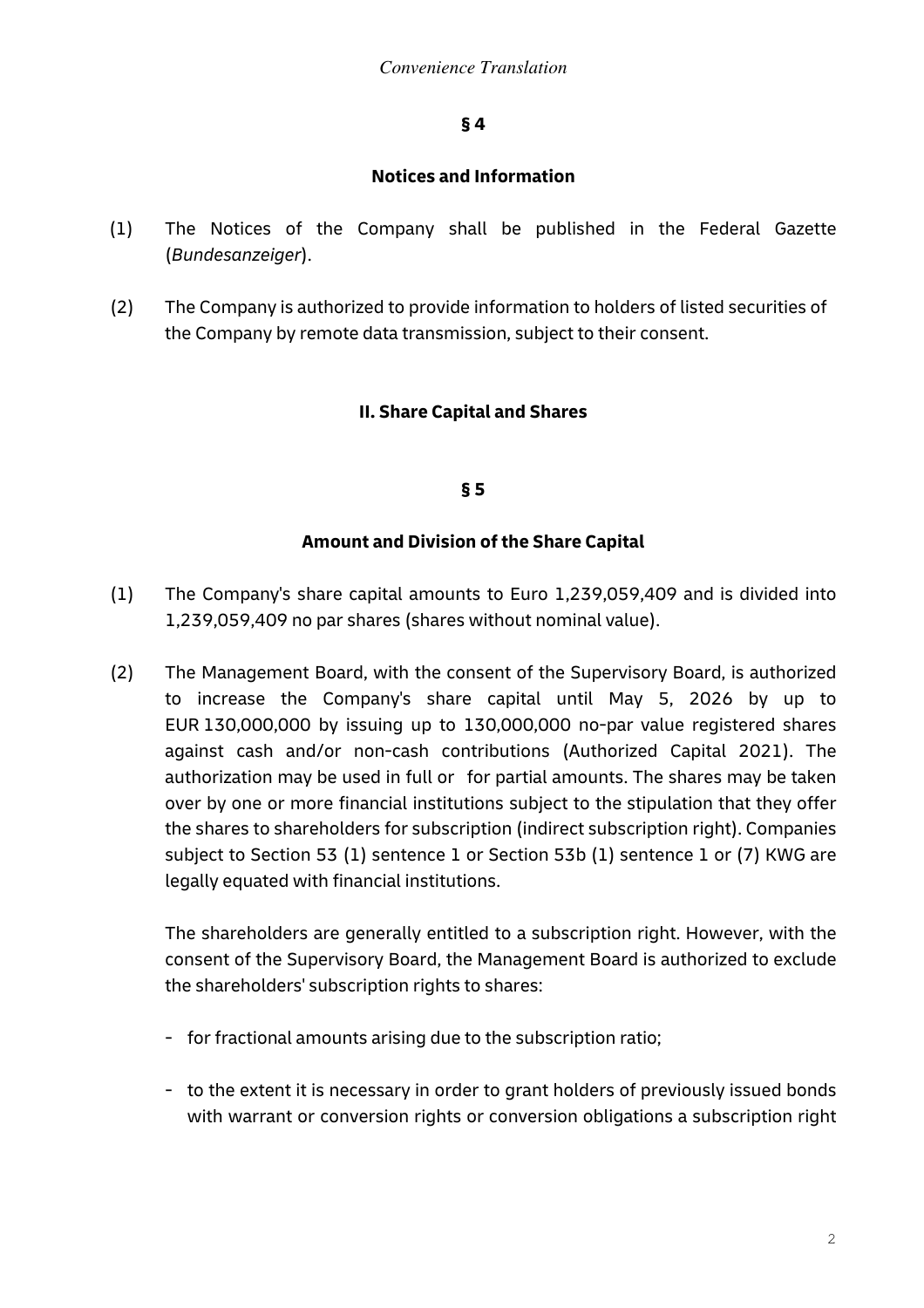## § 4

### Notices and Information

(1) The Notices of the Company shall be published in the Federal Gazette (*Bundesanzeiger*).

(2) The Company is authorized to provide information to holders of listed securities of the Company by remote data transmission, subject to their consent.

## II. Share Capital and Shares

## § 5

### Amount and Division of the Share Capital

(1) The Company's share capital amounts to Euro 1,239,059,409 and is divided into 1,239,059,409 no par shares (shares without nominal value).

(2) The Management Board, with the consent of the Supervisory Board, is authorized to increase the Company's share capital until May 5, 2026 by up to EUR 130,000,000 by issuing up to 130,000,000 no-par value registered shares against cash and/or non-cash contributions (Authorized Capital 2021). The authorization may be used in full or for partial amounts. The shares may be taken over by one or more financial institutions subject to the stipulation that they offer the shares to shareholders for subscription (indirect subscription right). Companies subject to Section 53 (1) sentence 1 or Section 53b (1) sentence 1 or (7) KWG are legally equated with financial institutions.

The shareholders are generally entitled to a subscription right. However, with the consent of the Supervisory Board, the Management Board is authorized to exclude the shareholders' subscription rights to shares:

- for fractional amounts arising due to the subscription ratio;
- to the extent it is necessary in order to grant holders of previously issued bonds with warrant or conversion rights or conversion obligations a subscription right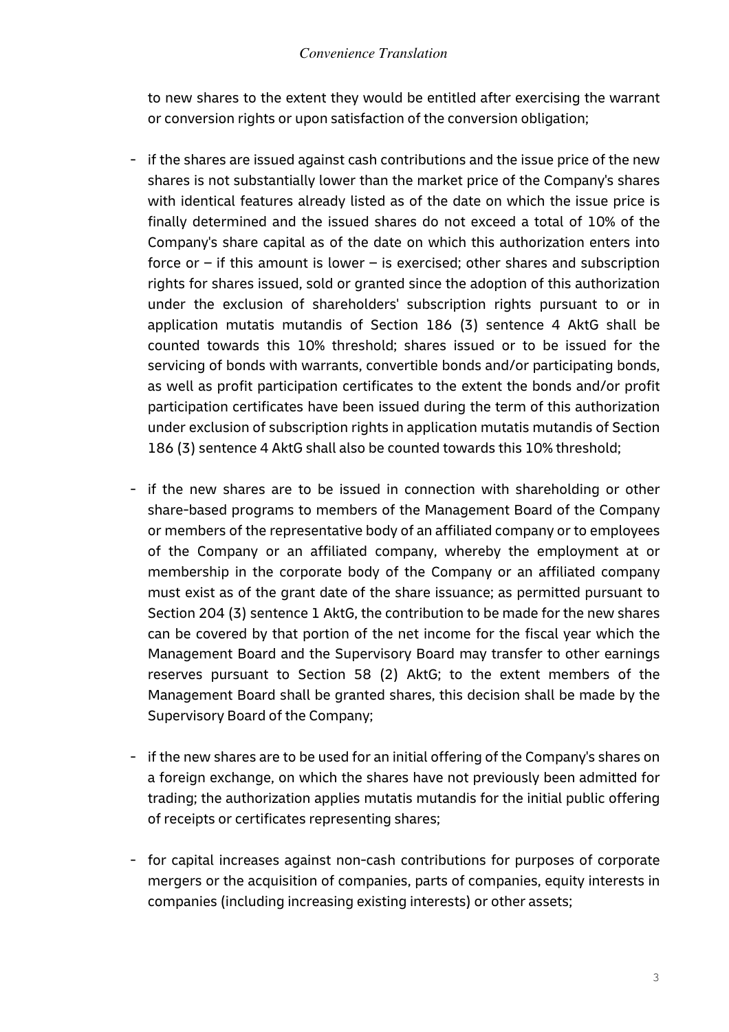to new shares to the extent they would be entitled after exercising the warrant or conversion rights or upon satisfaction of the conversion obligation;

- if the shares are issued against cash contributions and the issue price of the new shares is not substantially lower than the market price of the Company's shares with identical features already listed as of the date on which the issue price is finally determined and the issued shares do not exceed a total of 10% of the Company's share capital as of the date on which this authorization enters into force or – if this amount is lower – is exercised; other shares and subscription rights for shares issued, sold or granted since the adoption of this authorization under the exclusion of shareholders' subscription rights pursuant to or in application mutatis mutandis of Section 186 (3) sentence 4 AktG shall be counted towards this 10% threshold; shares issued or to be issued for the servicing of bonds with warrants, convertible bonds and/or participating bonds, as well as profit participation certificates to the extent the bonds and/or profit participation certificates have been issued during the term of this authorization under exclusion of subscription rights in application mutatis mutandis of Section 186 (3) sentence 4 AktG shall also be counted towards this 10% threshold;

- if the new shares are to be issued in connection with shareholding or other share-based programs to members of the Management Board of the Company or members of the representative body of an affiliated company or to employees of the Company or an affiliated company, whereby the employment at or membership in the corporate body of the Company or an affiliated company must exist as of the grant date of the share issuance; as permitted pursuant to Section 204 (3) sentence 1 AktG, the contribution to be made for the new shares can be covered by that portion of the net income for the fiscal year which the Management Board and the Supervisory Board may transfer to other earnings reserves pursuant to Section 58 (2) AktG; to the extent members of the Management Board shall be granted shares, this decision shall be made by the Supervisory Board of the Company;

- if the new shares are to be used for an initial offering of the Company's shares on a foreign exchange, on which the shares have not previously been admitted for trading; the authorization applies mutatis mutandis for the initial public offering of receipts or certificates representing shares;

- for capital increases against non-cash contributions for purposes of corporate mergers or the acquisition of companies, parts of companies, equity interests in companies (including increasing existing interests) or other assets;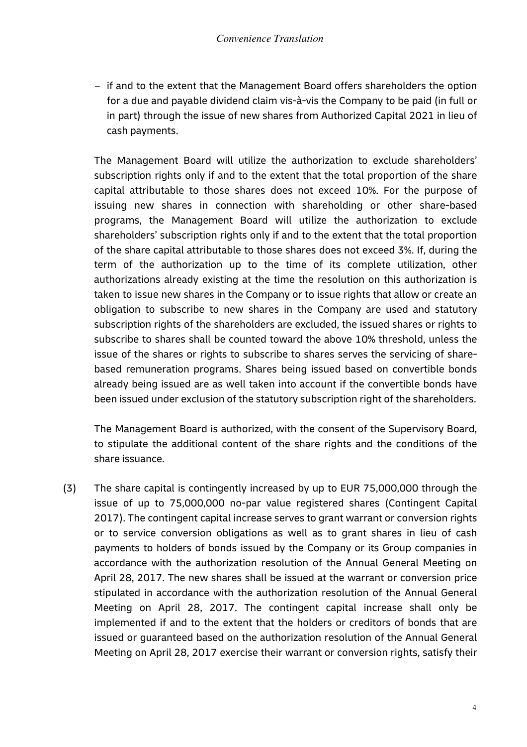- if and to the extent that the Management Board offers shareholders the option for a due and payable dividend claim vis-à-vis the Company to be paid (in full or in part) through the issue of new shares from Authorized Capital 2021 in lieu of cash payments.

The Management Board will utilize the authorization to exclude shareholders' subscription rights only if and to the extent that the total proportion of the share capital attributable to those shares does not exceed 10%. For the purpose of issuing new shares in connection with shareholding or other share-based programs, the Management Board will utilize the authorization to exclude shareholders' subscription rights only if and to the extent that the total proportion of the share capital attributable to those shares does not exceed 3%. If, during the term of the authorization up to the time of its complete utilization, other authorizations already existing at the time the resolution on this authorization is taken to issue new shares in the Company or to issue rights that allow or create an obligation to subscribe to new shares in the Company are used and statutory subscription rights of the shareholders are excluded, the issued shares or rights to subscribe to shares shall be counted toward the above 10% threshold, unless the issue of the shares or rights to subscribe to shares serves the servicing of share-based remuneration programs. Shares being issued based on convertible bonds already being issued are as well taken into account if the convertible bonds have been issued under exclusion of the statutory subscription right of the shareholders.

The Management Board is authorized, with the consent of the Supervisory Board, to stipulate the additional content of the share rights and the conditions of the share issuance.

(3) The share capital is contingently increased by up to EUR 75,000,000 through the issue of up to 75,000,000 no-par value registered shares (Contingent Capital 2017). The contingent capital increase serves to grant warrant or conversion rights or to service conversion obligations as well as to grant shares in lieu of cash payments to holders of bonds issued by the Company or its Group companies in accordance with the authorization resolution of the Annual General Meeting on April 28, 2017. The new shares shall be issued at the warrant or conversion price stipulated in accordance with the authorization resolution of the Annual General Meeting on April 28, 2017. The contingent capital increase shall only be implemented if and to the extent that the holders or creditors of bonds that are issued or guaranteed based on the authorization resolution of the Annual General Meeting on April 28, 2017 exercise their warrant or conversion rights, satisfy their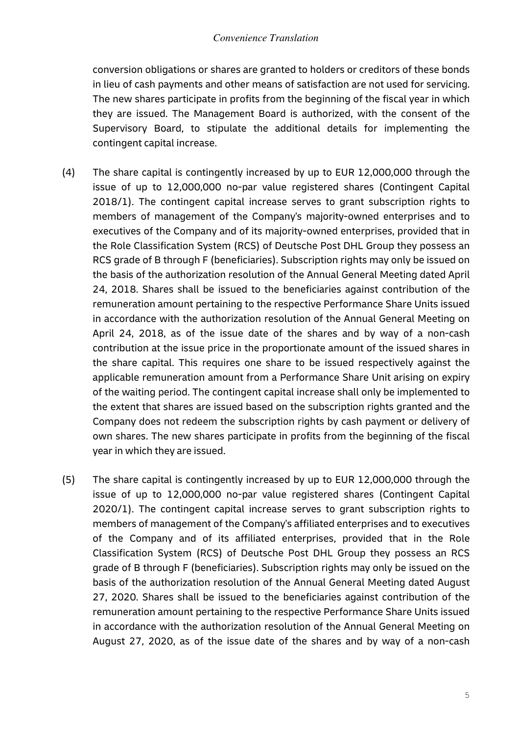conversion obligations or shares are granted to holders or creditors of these bonds in lieu of cash payments and other means of satisfaction are not used for servicing. The new shares participate in profits from the beginning of the fiscal year in which they are issued. The Management Board is authorized, with the consent of the Supervisory Board, to stipulate the additional details for implementing the contingent capital increase.

(4) The share capital is contingently increased by up to EUR 12,000,000 through the issue of up to 12,000,000 no-par value registered shares (Contingent Capital 2018/1). The contingent capital increase serves to grant subscription rights to members of management of the Company's majority-owned enterprises and to executives of the Company and of its majority-owned enterprises, provided that in the Role Classification System (RCS) of Deutsche Post DHL Group they possess an RCS grade of B through F (beneficiaries). Subscription rights may only be issued on the basis of the authorization resolution of the Annual General Meeting dated April 24, 2018. Shares shall be issued to the beneficiaries against contribution of the remuneration amount pertaining to the respective Performance Share Units issued in accordance with the authorization resolution of the Annual General Meeting on April 24, 2018, as of the issue date of the shares and by way of a non-cash contribution at the issue price in the proportionate amount of the issued shares in the share capital. This requires one share to be issued respectively against the applicable remuneration amount from a Performance Share Unit arising on expiry of the waiting period. The contingent capital increase shall only be implemented to the extent that shares are issued based on the subscription rights granted and the Company does not redeem the subscription rights by cash payment or delivery of own shares. The new shares participate in profits from the beginning of the fiscal year in which they are issued.

(5) The share capital is contingently increased by up to EUR 12,000,000 through the issue of up to 12,000,000 no-par value registered shares (Contingent Capital 2020/1). The contingent capital increase serves to grant subscription rights to members of management of the Company's affiliated enterprises and to executives of the Company and of its affiliated enterprises, provided that in the Role Classification System (RCS) of Deutsche Post DHL Group they possess an RCS grade of B through F (beneficiaries). Subscription rights may only be issued on the basis of the authorization resolution of the Annual General Meeting dated August 27, 2020. Shares shall be issued to the beneficiaries against contribution of the remuneration amount pertaining to the respective Performance Share Units issued in accordance with the authorization resolution of the Annual General Meeting on August 27, 2020, as of the issue date of the shares and by way of a non-cash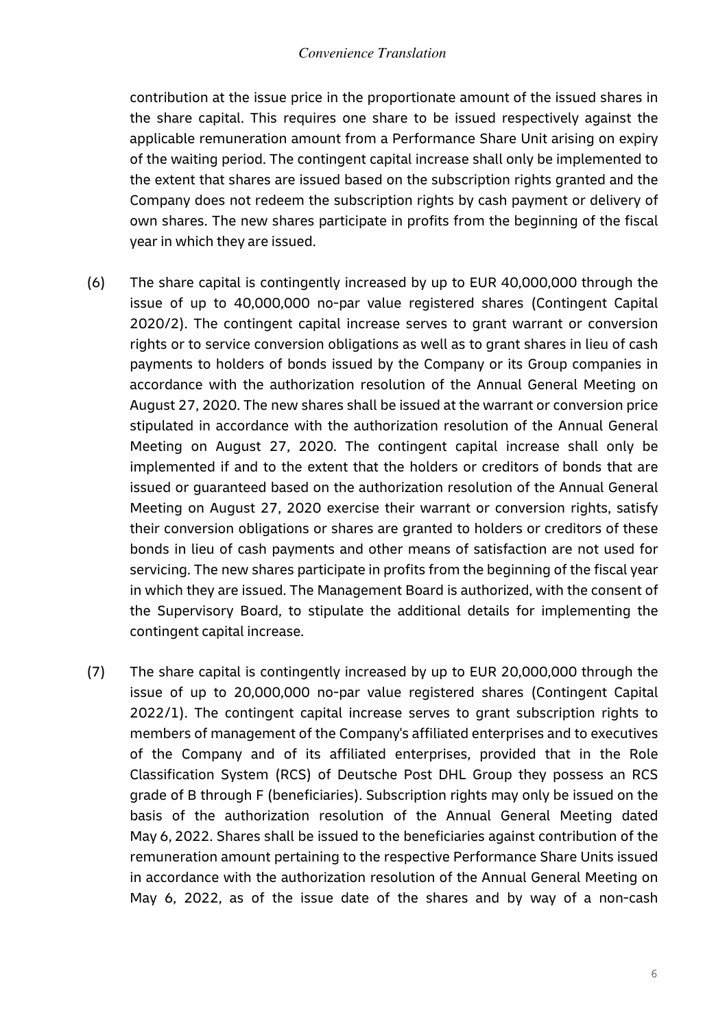contribution at the issue price in the proportionate amount of the issued shares in the share capital. This requires one share to be issued respectively against the applicable remuneration amount from a Performance Share Unit arising on expiry of the waiting period. The contingent capital increase shall only be implemented to the extent that shares are issued based on the subscription rights granted and the Company does not redeem the subscription rights by cash payment or delivery of own shares. The new shares participate in profits from the beginning of the fiscal year in which they are issued.

(6) The share capital is contingently increased by up to EUR 40,000,000 through the issue of up to 40,000,000 no-par value registered shares (Contingent Capital 2020/2). The contingent capital increase serves to grant warrant or conversion rights or to service conversion obligations as well as to grant shares in lieu of cash payments to holders of bonds issued by the Company or its Group companies in accordance with the authorization resolution of the Annual General Meeting on August 27, 2020. The new shares shall be issued at the warrant or conversion price stipulated in accordance with the authorization resolution of the Annual General Meeting on August 27, 2020. The contingent capital increase shall only be implemented if and to the extent that the holders or creditors of bonds that are issued or guaranteed based on the authorization resolution of the Annual General Meeting on August 27, 2020 exercise their warrant or conversion rights, satisfy their conversion obligations or shares are granted to holders or creditors of these bonds in lieu of cash payments and other means of satisfaction are not used for servicing. The new shares participate in profits from the beginning of the fiscal year in which they are issued. The Management Board is authorized, with the consent of the Supervisory Board, to stipulate the additional details for implementing the contingent capital increase.

(7) The share capital is contingently increased by up to EUR 20,000,000 through the issue of up to 20,000,000 no-par value registered shares (Contingent Capital 2022/1). The contingent capital increase serves to grant subscription rights to members of management of the Company's affiliated enterprises and to executives of the Company and of its affiliated enterprises, provided that in the Role Classification System (RCS) of Deutsche Post DHL Group they possess an RCS grade of B through F (beneficiaries). Subscription rights may only be issued on the basis of the authorization resolution of the Annual General Meeting dated May 6, 2022. Shares shall be issued to the beneficiaries against contribution of the remuneration amount pertaining to the respective Performance Share Units issued in accordance with the authorization resolution of the Annual General Meeting on May 6, 2022, as of the issue date of the shares and by way of a non-cash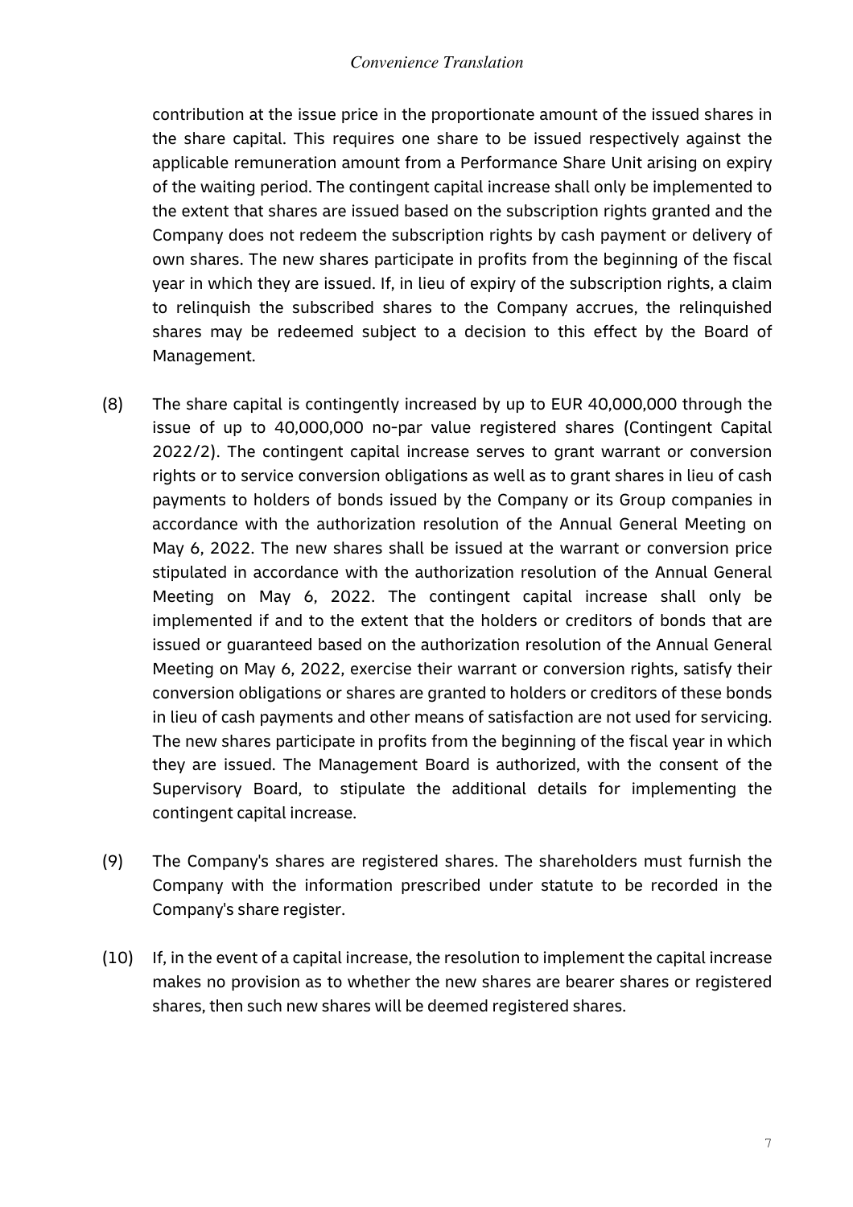contribution at the issue price in the proportionate amount of the issued shares in the share capital. This requires one share to be issued respectively against the applicable remuneration amount from a Performance Share Unit arising on expiry of the waiting period. The contingent capital increase shall only be implemented to the extent that shares are issued based on the subscription rights granted and the Company does not redeem the subscription rights by cash payment or delivery of own shares. The new shares participate in profits from the beginning of the fiscal year in which they are issued. If, in lieu of expiry of the subscription rights, a claim to relinquish the subscribed shares to the Company accrues, the relinquished shares may be redeemed subject to a decision to this effect by the Board of Management.

(8) The share capital is contingently increased by up to EUR 40,000,000 through the issue of up to 40,000,000 no-par value registered shares (Contingent Capital 2022/2). The contingent capital increase serves to grant warrant or conversion rights or to service conversion obligations as well as to grant shares in lieu of cash payments to holders of bonds issued by the Company or its Group companies in accordance with the authorization resolution of the Annual General Meeting on May 6, 2022. The new shares shall be issued at the warrant or conversion price stipulated in accordance with the authorization resolution of the Annual General Meeting on May 6, 2022. The contingent capital increase shall only be implemented if and to the extent that the holders or creditors of bonds that are issued or guaranteed based on the authorization resolution of the Annual General Meeting on May 6, 2022, exercise their warrant or conversion rights, satisfy their conversion obligations or shares are granted to holders or creditors of these bonds in lieu of cash payments and other means of satisfaction are not used for servicing. The new shares participate in profits from the beginning of the fiscal year in which they are issued. The Management Board is authorized, with the consent of the Supervisory Board, to stipulate the additional details for implementing the contingent capital increase.

(9) The Company's shares are registered shares. The shareholders must furnish the Company with the information prescribed under statute to be recorded in the Company's share register.

(10) If, in the event of a capital increase, the resolution to implement the capital increase makes no provision as to whether the new shares are bearer shares or registered shares, then such new shares will be deemed registered shares.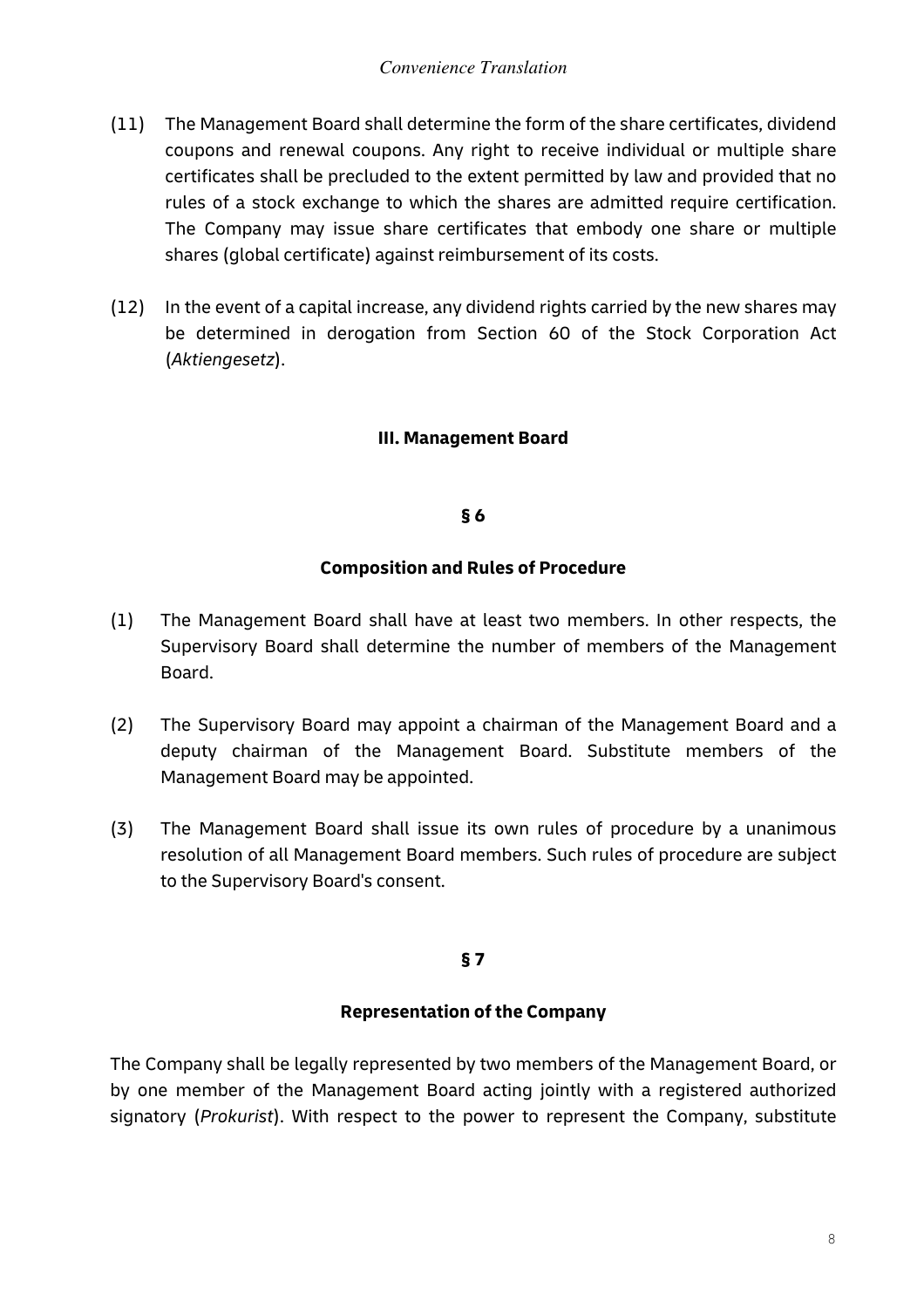(11) The Management Board shall determine the form of the share certificates, dividend coupons and renewal coupons. Any right to receive individual or multiple share certificates shall be precluded to the extent permitted by law and provided that no rules of a stock exchange to which the shares are admitted require certification. The Company may issue share certificates that embody one share or multiple shares (global certificate) against reimbursement of its costs.

(12) In the event of a capital increase, any dividend rights carried by the new shares may be determined in derogation from Section 60 of the Stock Corporation Act (*Aktiengesetz*).

## III. Management Board

### § 6

### Composition and Rules of Procedure

(1) The Management Board shall have at least two members. In other respects, the Supervisory Board shall determine the number of members of the Management Board.

(2) The Supervisory Board may appoint a chairman of the Management Board and a deputy chairman of the Management Board. Substitute members of the Management Board may be appointed.

(3) The Management Board shall issue its own rules of procedure by a unanimous resolution of all Management Board members. Such rules of procedure are subject to the Supervisory Board's consent.

### § 7

### Representation of the Company

The Company shall be legally represented by two members of the Management Board, or by one member of the Management Board acting jointly with a registered authorized signatory (*Prokurist*). With respect to the power to represent the Company, substitute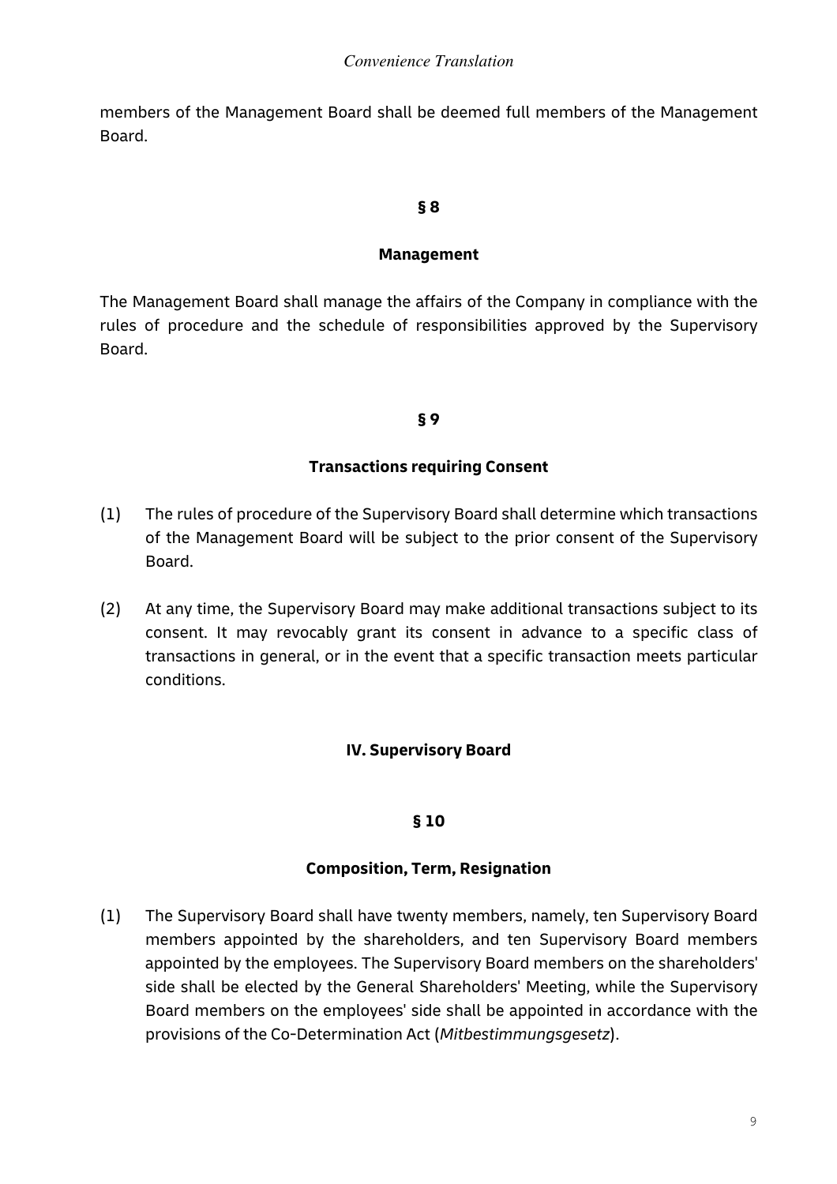members of the Management Board shall be deemed full members of the Management Board.

## § 8

### Management

The Management Board shall manage the affairs of the Company in compliance with the rules of procedure and the schedule of responsibilities approved by the Supervisory Board.

## § 9

### Transactions requiring Consent

(1) The rules of procedure of the Supervisory Board shall determine which transactions of the Management Board will be subject to the prior consent of the Supervisory Board.

(2) At any time, the Supervisory Board may make additional transactions subject to its consent. It may revocably grant its consent in advance to a specific class of transactions in general, or in the event that a specific transaction meets particular conditions.

# IV. Supervisory Board

## § 10

### Composition, Term, Resignation

(1) The Supervisory Board shall have twenty members, namely, ten Supervisory Board members appointed by the shareholders, and ten Supervisory Board members appointed by the employees. The Supervisory Board members on the shareholders' side shall be elected by the General Shareholders' Meeting, while the Supervisory Board members on the employees' side shall be appointed in accordance with the provisions of the Co-Determination Act (*Mitbestimmungsgesetz*).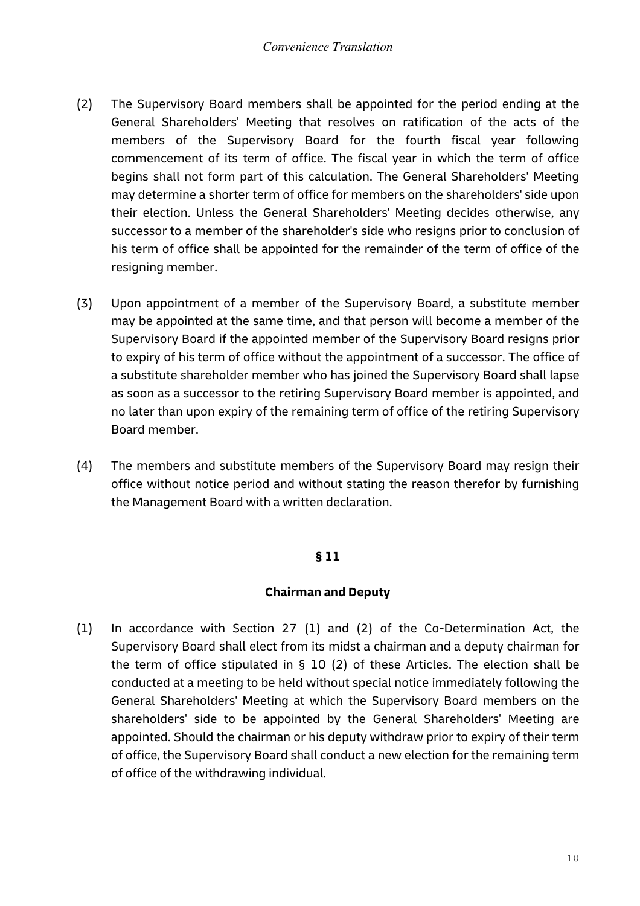(2) The Supervisory Board members shall be appointed for the period ending at the General Shareholders' Meeting that resolves on ratification of the acts of the members of the Supervisory Board for the fourth fiscal year following commencement of its term of office. The fiscal year in which the term of office begins shall not form part of this calculation. The General Shareholders' Meeting may determine a shorter term of office for members on the shareholders' side upon their election. Unless the General Shareholders' Meeting decides otherwise, any successor to a member of the shareholder's side who resigns prior to conclusion of his term of office shall be appointed for the remainder of the term of office of the resigning member.

(3) Upon appointment of a member of the Supervisory Board, a substitute member may be appointed at the same time, and that person will become a member of the Supervisory Board if the appointed member of the Supervisory Board resigns prior to expiry of his term of office without the appointment of a successor. The office of a substitute shareholder member who has joined the Supervisory Board shall lapse as soon as a successor to the retiring Supervisory Board member is appointed, and no later than upon expiry of the remaining term of office of the retiring Supervisory Board member.

(4) The members and substitute members of the Supervisory Board may resign their office without notice period and without stating the reason therefor by furnishing the Management Board with a written declaration.

## § 11

### Chairman and Deputy

(1) In accordance with Section 27 (1) and (2) of the Co-Determination Act, the Supervisory Board shall elect from its midst a chairman and a deputy chairman for the term of office stipulated in § 10 (2) of these Articles. The election shall be conducted at a meeting to be held without special notice immediately following the General Shareholders' Meeting at which the Supervisory Board members on the shareholders' side to be appointed by the General Shareholders' Meeting are appointed. Should the chairman or his deputy withdraw prior to expiry of their term of office, the Supervisory Board shall conduct a new election for the remaining term of office of the withdrawing individual.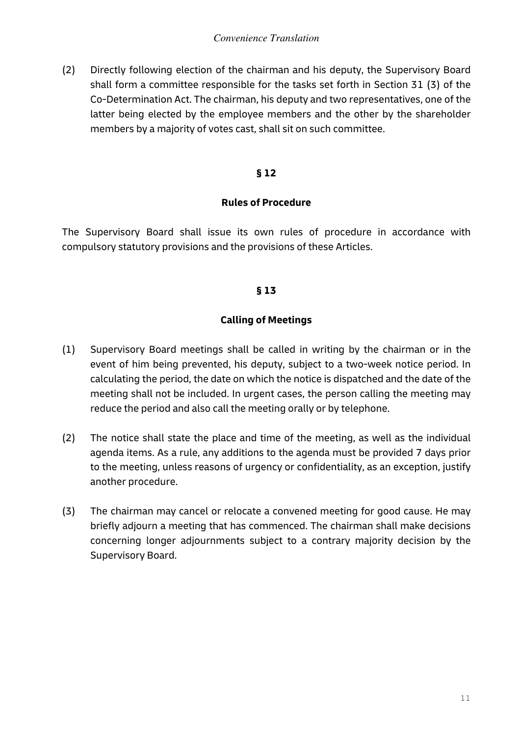(2) Directly following election of the chairman and his deputy, the Supervisory Board shall form a committee responsible for the tasks set forth in Section 31 (3) of the Co-Determination Act. The chairman, his deputy and two representatives, one of the latter being elected by the employee members and the other by the shareholder members by a majority of votes cast, shall sit on such committee.

## § 12

## Rules of Procedure

The Supervisory Board shall issue its own rules of procedure in accordance with compulsory statutory provisions and the provisions of these Articles.

## § 13

## Calling of Meetings

(1) Supervisory Board meetings shall be called in writing by the chairman or in the event of him being prevented, his deputy, subject to a two-week notice period. In calculating the period, the date on which the notice is dispatched and the date of the meeting shall not be included. In urgent cases, the person calling the meeting may reduce the period and also call the meeting orally or by telephone.

(2) The notice shall state the place and time of the meeting, as well as the individual agenda items. As a rule, any additions to the agenda must be provided 7 days prior to the meeting, unless reasons of urgency or confidentiality, as an exception, justify another procedure.

(3) The chairman may cancel or relocate a convened meeting for good cause. He may briefly adjourn a meeting that has commenced. The chairman shall make decisions concerning longer adjournments subject to a contrary majority decision by the Supervisory Board.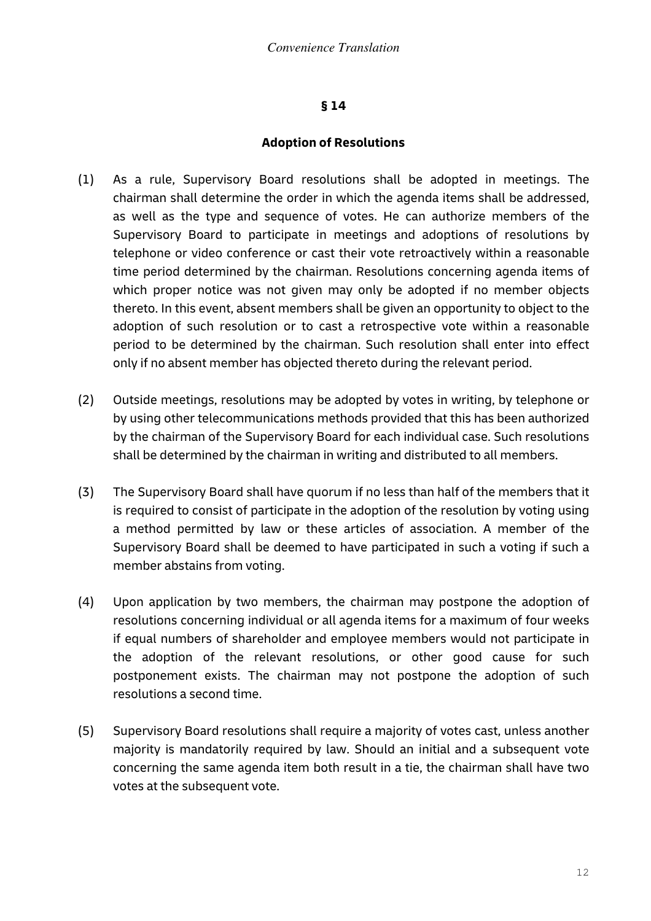## § 14

### Adoption of Resolutions

(1) As a rule, Supervisory Board resolutions shall be adopted in meetings. The chairman shall determine the order in which the agenda items shall be addressed, as well as the type and sequence of votes. He can authorize members of the Supervisory Board to participate in meetings and adoptions of resolutions by telephone or video conference or cast their vote retroactively within a reasonable time period determined by the chairman. Resolutions concerning agenda items of which proper notice was not given may only be adopted if no member objects thereto. In this event, absent members shall be given an opportunity to object to the adoption of such resolution or to cast a retrospective vote within a reasonable period to be determined by the chairman. Such resolution shall enter into effect only if no absent member has objected thereto during the relevant period.

(2) Outside meetings, resolutions may be adopted by votes in writing, by telephone or by using other telecommunications methods provided that this has been authorized by the chairman of the Supervisory Board for each individual case. Such resolutions shall be determined by the chairman in writing and distributed to all members.

(3) The Supervisory Board shall have quorum if no less than half of the members that it is required to consist of participate in the adoption of the resolution by voting using a method permitted by law or these articles of association. A member of the Supervisory Board shall be deemed to have participated in such a voting if such a member abstains from voting.

(4) Upon application by two members, the chairman may postpone the adoption of resolutions concerning individual or all agenda items for a maximum of four weeks if equal numbers of shareholder and employee members would not participate in the adoption of the relevant resolutions, or other good cause for such postponement exists. The chairman may not postpone the adoption of such resolutions a second time.

(5) Supervisory Board resolutions shall require a majority of votes cast, unless another majority is mandatorily required by law. Should an initial and a subsequent vote concerning the same agenda item both result in a tie, the chairman shall have two votes at the subsequent vote.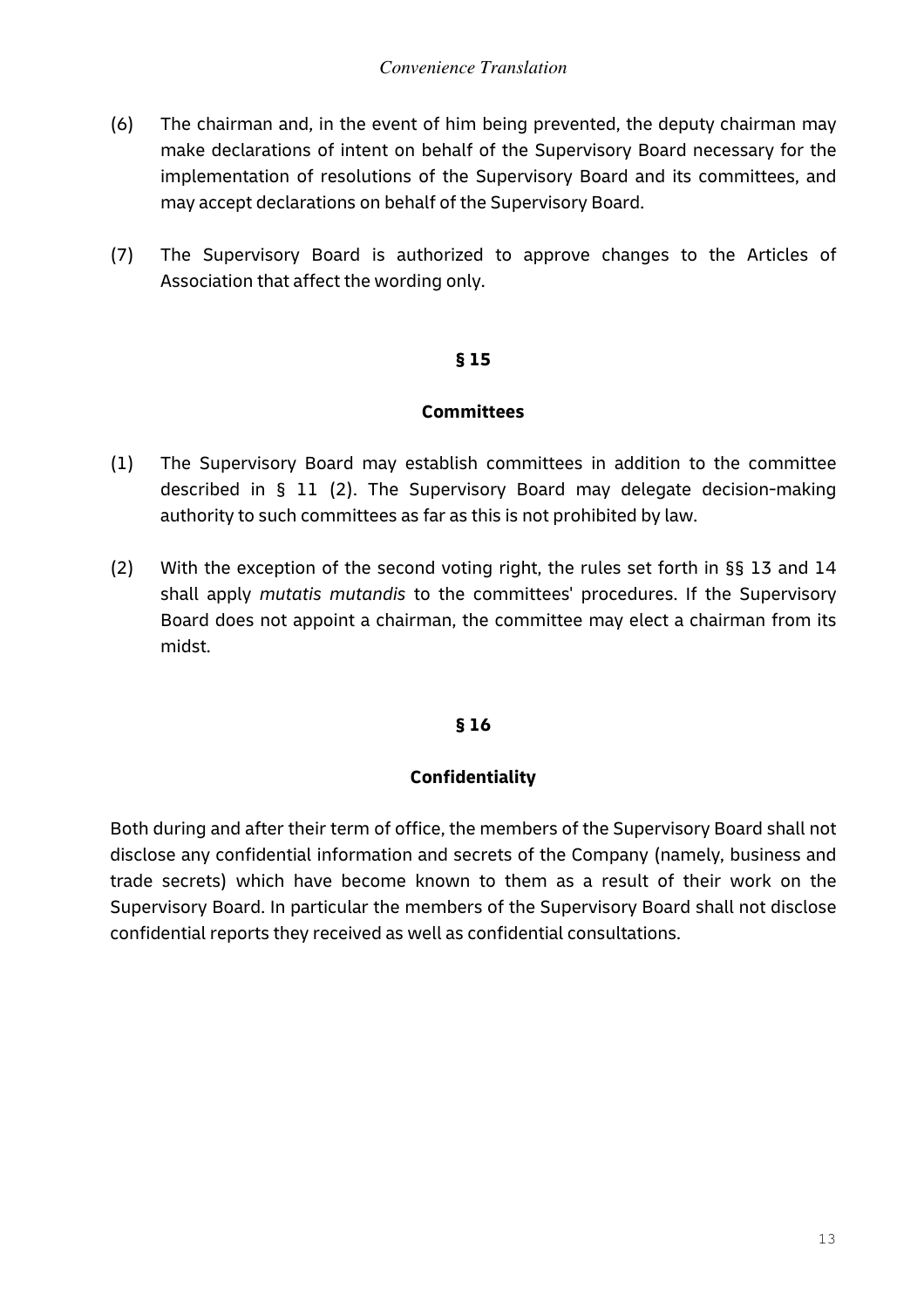(6) The chairman and, in the event of him being prevented, the deputy chairman may make declarations of intent on behalf of the Supervisory Board necessary for the implementation of resolutions of the Supervisory Board and its committees, and may accept declarations on behalf of the Supervisory Board.

(7) The Supervisory Board is authorized to approve changes to the Articles of Association that affect the wording only.

## § 15

## Committees

(1) The Supervisory Board may establish committees in addition to the committee described in § 11 (2). The Supervisory Board may delegate decision-making authority to such committees as far as this is not prohibited by law.

(2) With the exception of the second voting right, the rules set forth in §§ 13 and 14 shall apply *mutatis mutandis* to the committees' procedures. If the Supervisory Board does not appoint a chairman, the committee may elect a chairman from its midst.

## § 16

## Confidentiality

Both during and after their term of office, the members of the Supervisory Board shall not disclose any confidential information and secrets of the Company (namely, business and trade secrets) which have become known to them as a result of their work on the Supervisory Board. In particular the members of the Supervisory Board shall not disclose confidential reports they received as well as confidential consultations.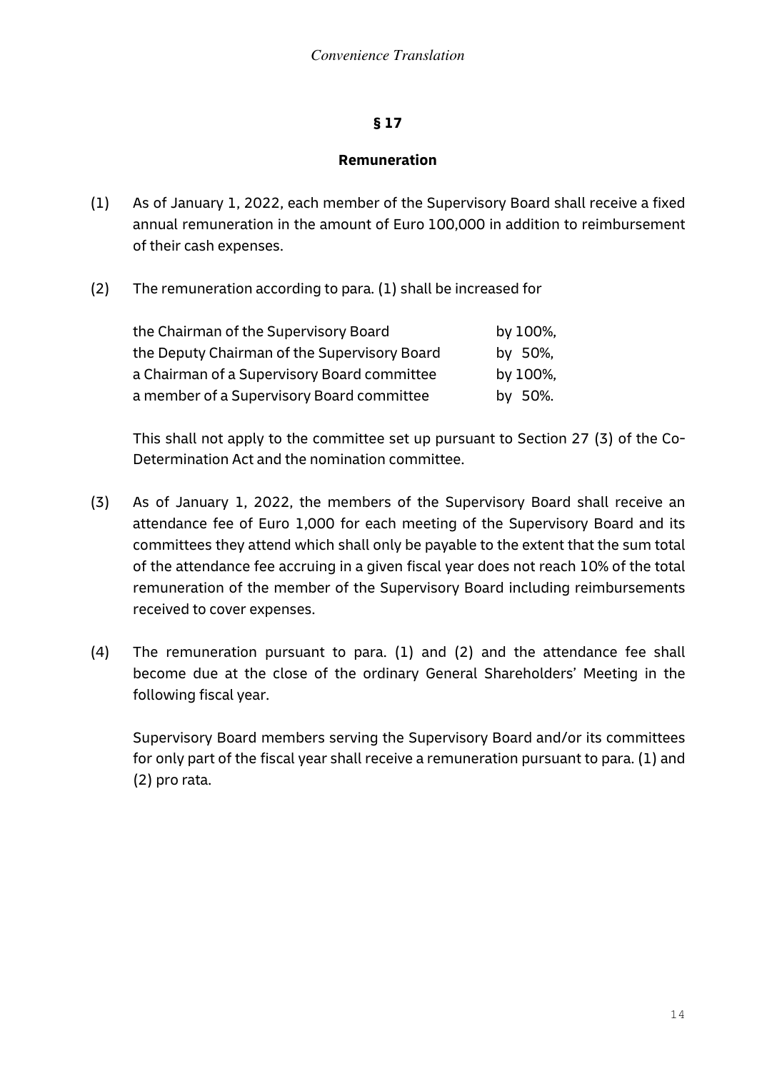## § 17

### Remuneration

(1) As of January 1, 2022, each member of the Supervisory Board shall receive a fixed annual remuneration in the amount of Euro 100,000 in addition to reimbursement of their cash expenses.

(2) The remuneration according to para. (1) shall be increased for

| | |
|---|---|
| the Chairman of the Supervisory Board | by 100%, |
| the Deputy Chairman of the Supervisory Board | by 50%, |
| a Chairman of a Supervisory Board committee | by 100%, |
| a member of a Supervisory Board committee | by 50%. |

This shall not apply to the committee set up pursuant to Section 27 (3) of the Co-Determination Act and the nomination committee.

(3) As of January 1, 2022, the members of the Supervisory Board shall receive an attendance fee of Euro 1,000 for each meeting of the Supervisory Board and its committees they attend which shall only be payable to the extent that the sum total of the attendance fee accruing in a given fiscal year does not reach 10% of the total remuneration of the member of the Supervisory Board including reimbursements received to cover expenses.

(4) The remuneration pursuant to para. (1) and (2) and the attendance fee shall become due at the close of the ordinary General Shareholders' Meeting in the following fiscal year.

Supervisory Board members serving the Supervisory Board and/or its committees for only part of the fiscal year shall receive a remuneration pursuant to para. (1) and (2) pro rata.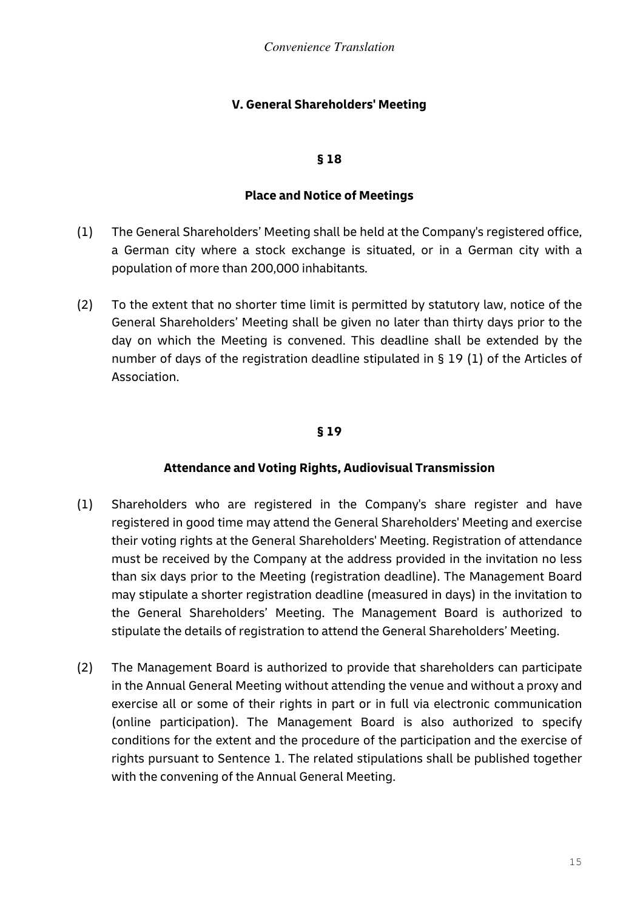## V. General Shareholders' Meeting

### § 18

### Place and Notice of Meetings

(1) The General Shareholders' Meeting shall be held at the Company's registered office, a German city where a stock exchange is situated, or in a German city with a population of more than 200,000 inhabitants.

(2) To the extent that no shorter time limit is permitted by statutory law, notice of the General Shareholders' Meeting shall be given no later than thirty days prior to the day on which the Meeting is convened. This deadline shall be extended by the number of days of the registration deadline stipulated in § 19 (1) of the Articles of Association.

### § 19

### Attendance and Voting Rights, Audiovisual Transmission

(1) Shareholders who are registered in the Company's share register and have registered in good time may attend the General Shareholders' Meeting and exercise their voting rights at the General Shareholders' Meeting. Registration of attendance must be received by the Company at the address provided in the invitation no less than six days prior to the Meeting (registration deadline). The Management Board may stipulate a shorter registration deadline (measured in days) in the invitation to the General Shareholders' Meeting. The Management Board is authorized to stipulate the details of registration to attend the General Shareholders' Meeting.

(2) The Management Board is authorized to provide that shareholders can participate in the Annual General Meeting without attending the venue and without a proxy and exercise all or some of their rights in part or in full via electronic communication (online participation). The Management Board is also authorized to specify conditions for the extent and the procedure of the participation and the exercise of rights pursuant to Sentence 1. The related stipulations shall be published together with the convening of the Annual General Meeting.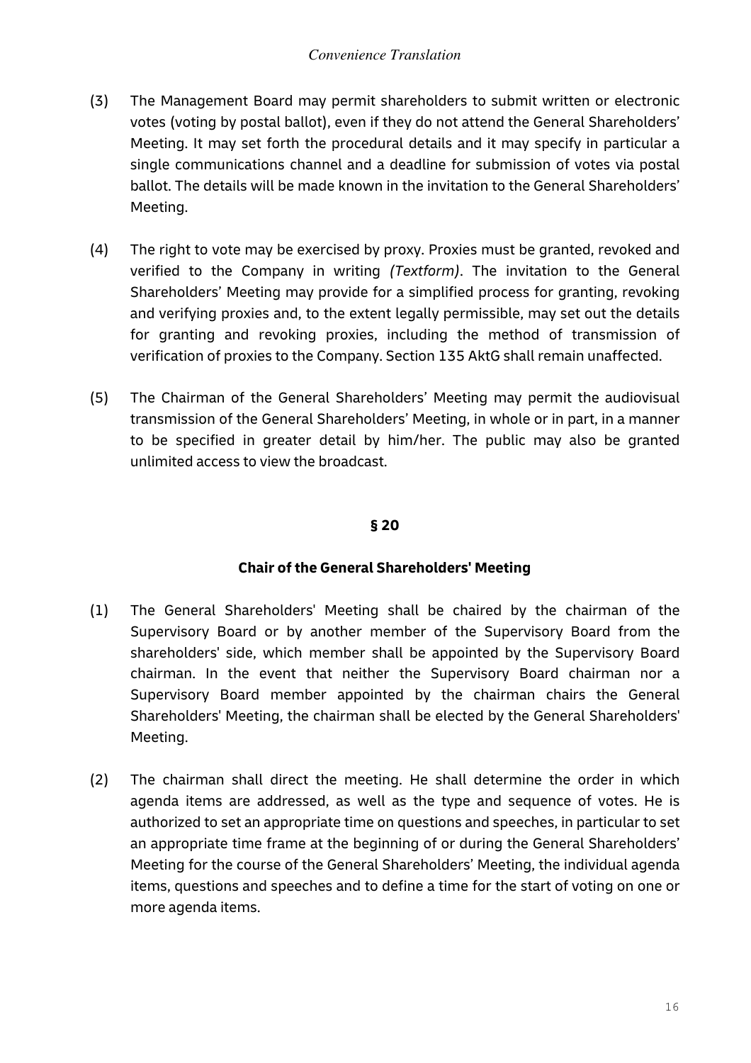(3) The Management Board may permit shareholders to submit written or electronic votes (voting by postal ballot), even if they do not attend the General Shareholders' Meeting. It may set forth the procedural details and it may specify in particular a single communications channel and a deadline for submission of votes via postal ballot. The details will be made known in the invitation to the General Shareholders' Meeting.

(4) The right to vote may be exercised by proxy. Proxies must be granted, revoked and verified to the Company in writing *(Textform)*. The invitation to the General Shareholders' Meeting may provide for a simplified process for granting, revoking and verifying proxies and, to the extent legally permissible, may set out the details for granting and revoking proxies, including the method of transmission of verification of proxies to the Company. Section 135 AktG shall remain unaffected.

(5) The Chairman of the General Shareholders' Meeting may permit the audiovisual transmission of the General Shareholders' Meeting, in whole or in part, in a manner to be specified in greater detail by him/her. The public may also be granted unlimited access to view the broadcast.

## § 20

## Chair of the General Shareholders' Meeting

(1) The General Shareholders' Meeting shall be chaired by the chairman of the Supervisory Board or by another member of the Supervisory Board from the shareholders' side, which member shall be appointed by the Supervisory Board chairman. In the event that neither the Supervisory Board chairman nor a Supervisory Board member appointed by the chairman chairs the General Shareholders' Meeting, the chairman shall be elected by the General Shareholders' Meeting.

(2) The chairman shall direct the meeting. He shall determine the order in which agenda items are addressed, as well as the type and sequence of votes. He is authorized to set an appropriate time on questions and speeches, in particular to set an appropriate time frame at the beginning of or during the General Shareholders' Meeting for the course of the General Shareholders' Meeting, the individual agenda items, questions and speeches and to define a time for the start of voting on one or more agenda items.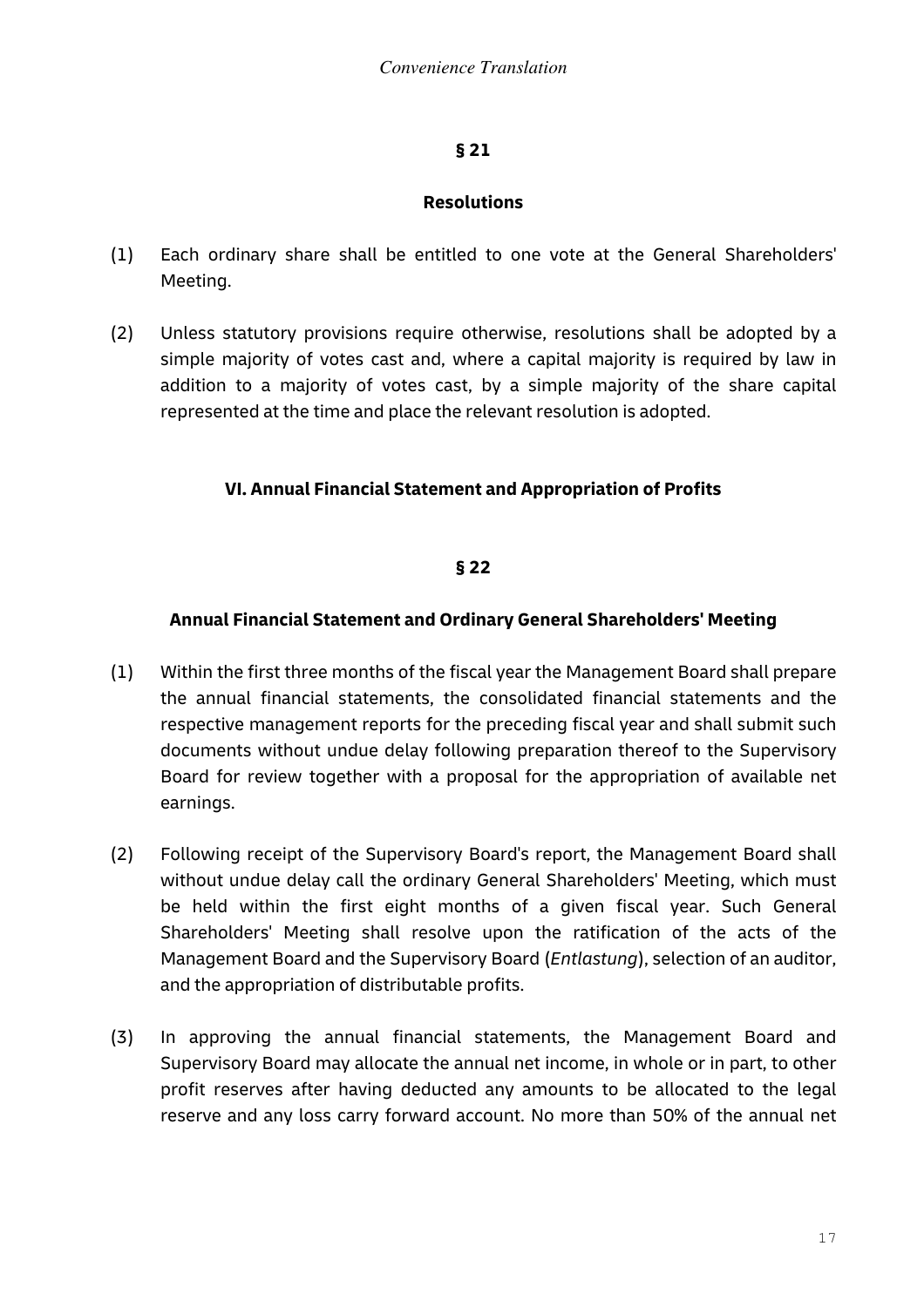## § 21

### Resolutions

(1) Each ordinary share shall be entitled to one vote at the General Shareholders' Meeting.

(2) Unless statutory provisions require otherwise, resolutions shall be adopted by a simple majority of votes cast and, where a capital majority is required by law in addition to a majority of votes cast, by a simple majority of the share capital represented at the time and place the relevant resolution is adopted.

# VI. Annual Financial Statement and Appropriation of Profits

## § 22

### Annual Financial Statement and Ordinary General Shareholders' Meeting

(1) Within the first three months of the fiscal year the Management Board shall prepare the annual financial statements, the consolidated financial statements and the respective management reports for the preceding fiscal year and shall submit such documents without undue delay following preparation thereof to the Supervisory Board for review together with a proposal for the appropriation of available net earnings.

(2) Following receipt of the Supervisory Board's report, the Management Board shall without undue delay call the ordinary General Shareholders' Meeting, which must be held within the first eight months of a given fiscal year. Such General Shareholders' Meeting shall resolve upon the ratification of the acts of the Management Board and the Supervisory Board (*Entlastung*), selection of an auditor, and the appropriation of distributable profits.

(3) In approving the annual financial statements, the Management Board and Supervisory Board may allocate the annual net income, in whole or in part, to other profit reserves after having deducted any amounts to be allocated to the legal reserve and any loss carry forward account. No more than 50% of the annual net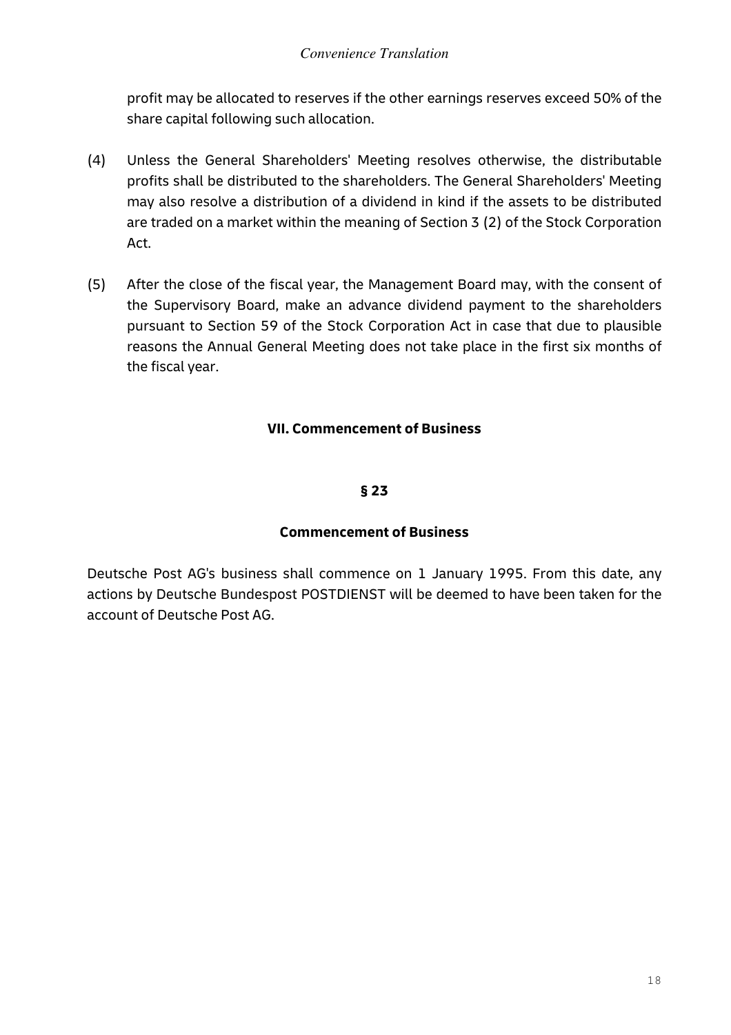profit may be allocated to reserves if the other earnings reserves exceed 50% of the share capital following such allocation.

(4) Unless the General Shareholders' Meeting resolves otherwise, the distributable profits shall be distributed to the shareholders. The General Shareholders' Meeting may also resolve a distribution of a dividend in kind if the assets to be distributed are traded on a market within the meaning of Section 3 (2) of the Stock Corporation Act.

(5) After the close of the fiscal year, the Management Board may, with the consent of the Supervisory Board, make an advance dividend payment to the shareholders pursuant to Section 59 of the Stock Corporation Act in case that due to plausible reasons the Annual General Meeting does not take place in the first six months of the fiscal year.

## VII. Commencement of Business

### § 23

### Commencement of Business

Deutsche Post AG's business shall commence on 1 January 1995. From this date, any actions by Deutsche Bundespost POSTDIENST will be deemed to have been taken for the account of Deutsche Post AG.